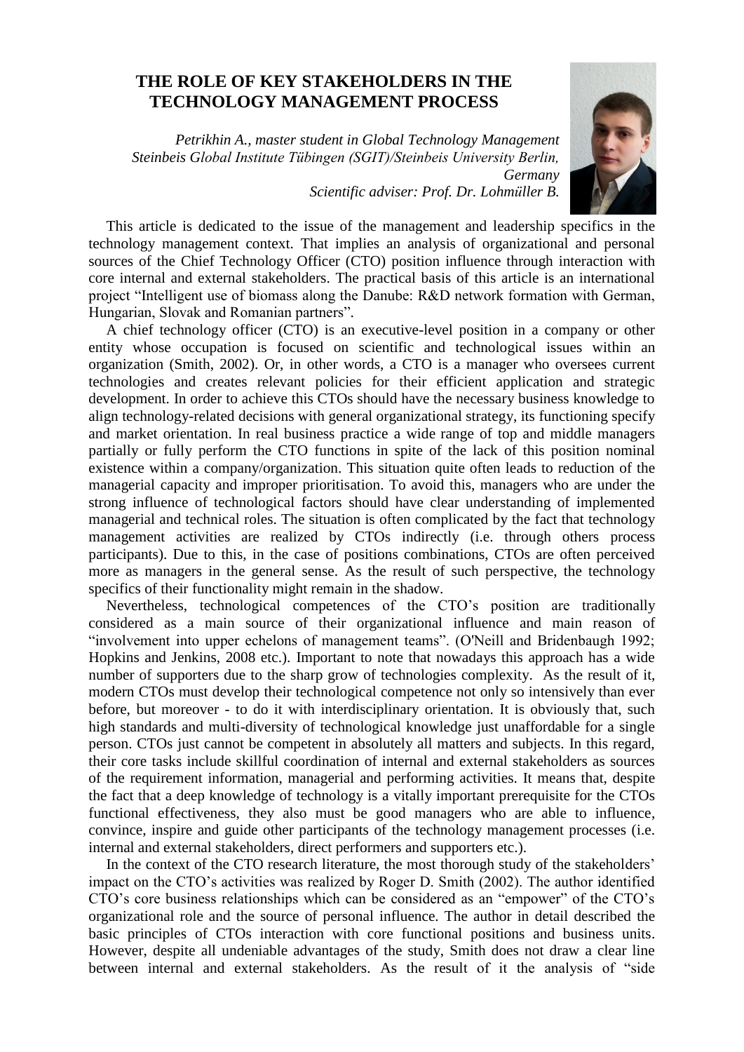# THE ROLE OF KEY STAKEHOLDERS IN THE TECHNOLOGY MANAGEMENT PROCESS

*Petrikhin A., master student in Global Technology Management*
*Steinbeis Global Institute Tübingen (SGIT)/Steinbeis University Berlin, Germany*
*Scientific adviser: Prof. Dr. Lohmüller B.*

This article is dedicated to the issue of the management and leadership specifics in the technology management context. That implies an analysis of organizational and personal sources of the Chief Technology Officer (CTO) position influence through interaction with core internal and external stakeholders. The practical basis of this article is an international project "Intelligent use of biomass along the Danube: R&D network formation with German, Hungarian, Slovak and Romanian partners".

A chief technology officer (CTO) is an executive-level position in a company or other entity whose occupation is focused on scientific and technological issues within an organization (Smith, 2002). Or, in other words, a CTO is a manager who oversees current technologies and creates relevant policies for their efficient application and strategic development. In order to achieve this CTOs should have the necessary business knowledge to align technology-related decisions with general organizational strategy, its functioning specify and market orientation. In real business practice a wide range of top and middle managers partially or fully perform the CTO functions in spite of the lack of this position nominal existence within a company/organization. This situation quite often leads to reduction of the managerial capacity and improper prioritisation. To avoid this, managers who are under the strong influence of technological factors should have clear understanding of implemented managerial and technical roles. The situation is often complicated by the fact that technology management activities are realized by CTOs indirectly (i.e. through others process participants). Due to this, in the case of positions combinations, CTOs are often perceived more as managers in the general sense. As the result of such perspective, the technology specifics of their functionality might remain in the shadow.

Nevertheless, technological competences of the CTO's position are traditionally considered as a main source of their organizational influence and main reason of "involvement into upper echelons of management teams". (O'Neill and Bridenbaugh 1992; Hopkins and Jenkins, 2008 etc.). Important to note that nowadays this approach has a wide number of supporters due to the sharp grow of technologies complexity. As the result of it, modern CTOs must develop their technological competence not only so intensively than ever before, but moreover - to do it with interdisciplinary orientation. It is obviously that, such high standards and multi-diversity of technological knowledge just unaffordable for a single person. CTOs just cannot be competent in absolutely all matters and subjects. In this regard, their core tasks include skillful coordination of internal and external stakeholders as sources of the requirement information, managerial and performing activities. It means that, despite the fact that a deep knowledge of technology is a vitally important prerequisite for the CTOs functional effectiveness, they also must be good managers who are able to influence, convince, inspire and guide other participants of the technology management processes (i.e. internal and external stakeholders, direct performers and supporters etc.).

In the context of the CTO research literature, the most thorough study of the stakeholders' impact on the CTO's activities was realized by Roger D. Smith (2002). The author identified CTO's core business relationships which can be considered as an "empower" of the CTO's organizational role and the source of personal influence. The author in detail described the basic principles of CTOs interaction with core functional positions and business units. However, despite all undeniable advantages of the study, Smith does not draw a clear line between internal and external stakeholders. As the result of it the analysis of "side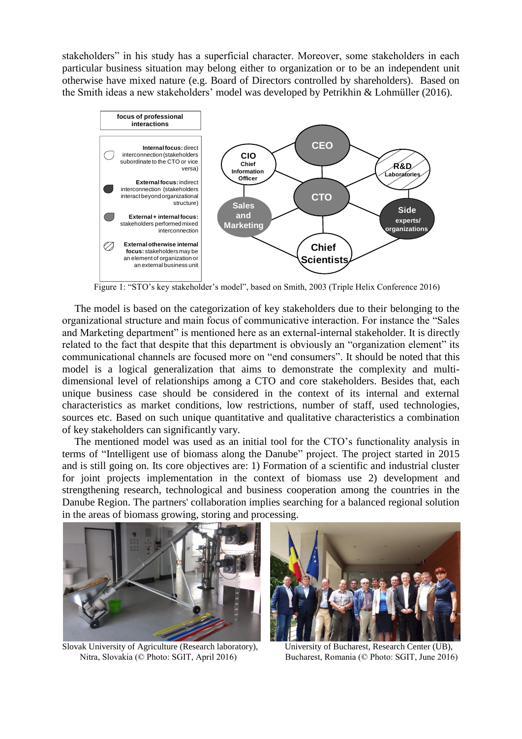stakeholders" in his study has a superficial character. Moreover, some stakeholders in each particular business situation may belong either to organization or to be an independent unit otherwise have mixed nature (e.g. Board of Directors controlled by shareholders). Based on the Smith ideas a new stakeholders' model was developed by Petrikhin & Lohmüller (2016).

**focus of professional interactions**

- **Internal focus:** direct interconnection (stakeholders subordinate to the CTO or vice versa)
- **External focus:** indirect interconnection (stakeholders interact beyond organizational structure)
- **External + internal focus:** stakeholders performed mixed interconnection
- **External otherwise internal focus:** stakeholders may be an element of organization or an external business unit

CEO, CIO Chief Information Officer, R&D Laboratories, CTO, Sales and Marketing, Side experts/ organizations, Chief Scientists

Figure 1: "STO's key stakeholder's model", based on Smith, 2003 (Triple Helix Conference 2016)

The model is based on the categorization of key stakeholders due to their belonging to the organizational structure and main focus of communicative interaction. For instance the "Sales and Marketing department" is mentioned here as an external-internal stakeholder. It is directly related to the fact that despite that this department is obviously an "organization element" its communicational channels are focused more on "end consumers". It should be noted that this model is a logical generalization that aims to demonstrate the complexity and multi-dimensional level of relationships among a CTO and core stakeholders. Besides that, each unique business case should be considered in the context of its internal and external characteristics as market conditions, low restrictions, number of staff, used technologies, sources etc. Based on such unique quantitative and qualitative characteristics a combination of key stakeholders can significantly vary.

The mentioned model was used as an initial tool for the CTO's functionality analysis in terms of "Intelligent use of biomass along the Danube" project. The project started in 2015 and is still going on. Its core objectives are: 1) Formation of a scientific and industrial cluster for joint projects implementation in the context of biomass use 2) development and strengthening research, technological and business cooperation among the countries in the Danube Region. The partners' collaboration implies searching for a balanced regional solution in the areas of biomass growing, storing and processing.

Slovak University of Agriculture (Research laboratory), Nitra, Slovakia (© Photo: SGIT, April 2016)

University of Bucharest, Research Center (UB), Bucharest, Romania (© Photo: SGIT, June 2016)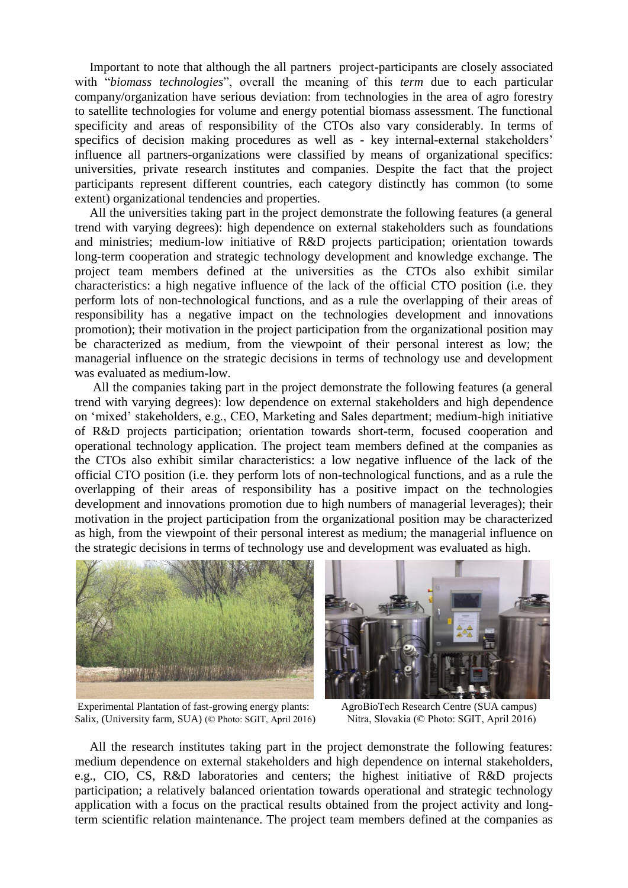Important to note that although the all partners project-participants are closely associated with "*biomass technologies*", overall the meaning of this *term* due to each particular company/organization have serious deviation: from technologies in the area of agro forestry to satellite technologies for volume and energy potential biomass assessment. The functional specificity and areas of responsibility of the CTOs also vary considerably. In terms of specifics of decision making procedures as well as - key internal-external stakeholders' influence all partners-organizations were classified by means of organizational specifics: universities, private research institutes and companies. Despite the fact that the project participants represent different countries, each category distinctly has common (to some extent) organizational tendencies and properties.

All the universities taking part in the project demonstrate the following features (a general trend with varying degrees): high dependence on external stakeholders such as foundations and ministries; medium-low initiative of R&D projects participation; orientation towards long-term cooperation and strategic technology development and knowledge exchange. The project team members defined at the universities as the CTOs also exhibit similar characteristics: a high negative influence of the lack of the official CTO position (i.e. they perform lots of non-technological functions, and as a rule the overlapping of their areas of responsibility has a negative impact on the technologies development and innovations promotion); their motivation in the project participation from the organizational position may be characterized as medium, from the viewpoint of their personal interest as low; the managerial influence on the strategic decisions in terms of technology use and development was evaluated as medium-low.

All the companies taking part in the project demonstrate the following features (a general trend with varying degrees): low dependence on external stakeholders and high dependence on 'mixed' stakeholders, e.g., CEO, Marketing and Sales department; medium-high initiative of R&D projects participation; orientation towards short-term, focused cooperation and operational technology application. The project team members defined at the companies as the CTOs also exhibit similar characteristics: a low negative influence of the lack of the official CTO position (i.e. they perform lots of non-technological functions, and as a rule the overlapping of their areas of responsibility has a positive impact on the technologies development and innovations promotion due to high numbers of managerial leverages); their motivation in the project participation from the organizational position may be characterized as high, from the viewpoint of their personal interest as medium; the managerial influence on the strategic decisions in terms of technology use and development was evaluated as high.

Experimental Plantation of fast-growing energy plants: Salix, (University farm, SUA) (© Photo: SGIT, April 2016)

AgroBioTech Research Centre (SUA campus) Nitra, Slovakia (© Photo: SGIT, April 2016)

All the research institutes taking part in the project demonstrate the following features: medium dependence on external stakeholders and high dependence on internal stakeholders, e.g., CIO, CS, R&D laboratories and centers; the highest initiative of R&D projects participation; a relatively balanced orientation towards operational and strategic technology application with a focus on the practical results obtained from the project activity and long-term scientific relation maintenance. The project team members defined at the companies as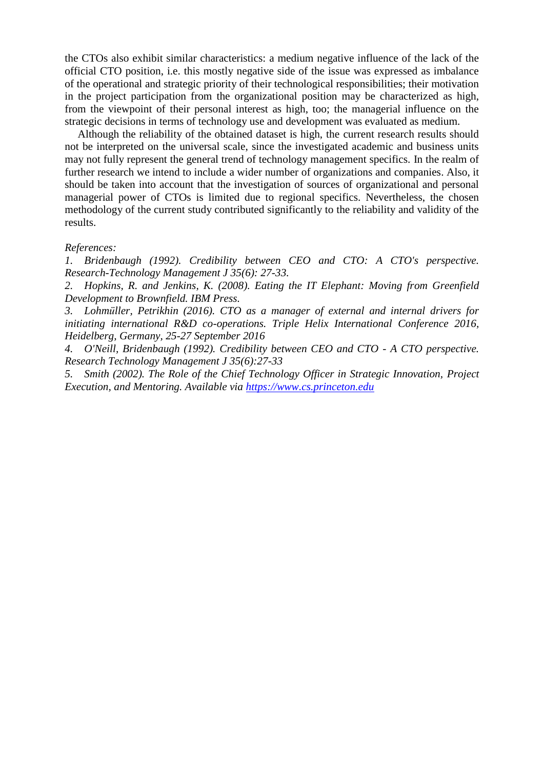the CTOs also exhibit similar characteristics: a medium negative influence of the lack of the official CTO position, i.e. this mostly negative side of the issue was expressed as imbalance of the operational and strategic priority of their technological responsibilities; their motivation in the project participation from the organizational position may be characterized as high, from the viewpoint of their personal interest as high, too; the managerial influence on the strategic decisions in terms of technology use and development was evaluated as medium.

Although the reliability of the obtained dataset is high, the current research results should not be interpreted on the universal scale, since the investigated academic and business units may not fully represent the general trend of technology management specifics. In the realm of further research we intend to include a wider number of organizations and companies. Also, it should be taken into account that the investigation of sources of organizational and personal managerial power of CTOs is limited due to regional specifics. Nevertheless, the chosen methodology of the current study contributed significantly to the reliability and validity of the results.

*References:*

1. *Bridenbaugh (1992). Credibility between CEO and CTO: A CTO's perspective. Research-Technology Management J 35(6): 27-33.*
2. *Hopkins, R. and Jenkins, K. (2008). Eating the IT Elephant: Moving from Greenfield Development to Brownfield. IBM Press.*
3. *Lohmüller, Petrikhin (2016). CTO as a manager of external and internal drivers for initiating international R&D co-operations. Triple Helix International Conference 2016, Heidelberg, Germany, 25-27 September 2016*
4. *O'Neill, Bridenbaugh (1992). Credibility between CEO and CTO - A CTO perspective. Research Technology Management J 35(6):27-33*
5. *Smith (2002). The Role of the Chief Technology Officer in Strategic Innovation, Project Execution, and Mentoring. Available via [https://www.cs.princeton.edu](https://www.cs.princeton.edu)*